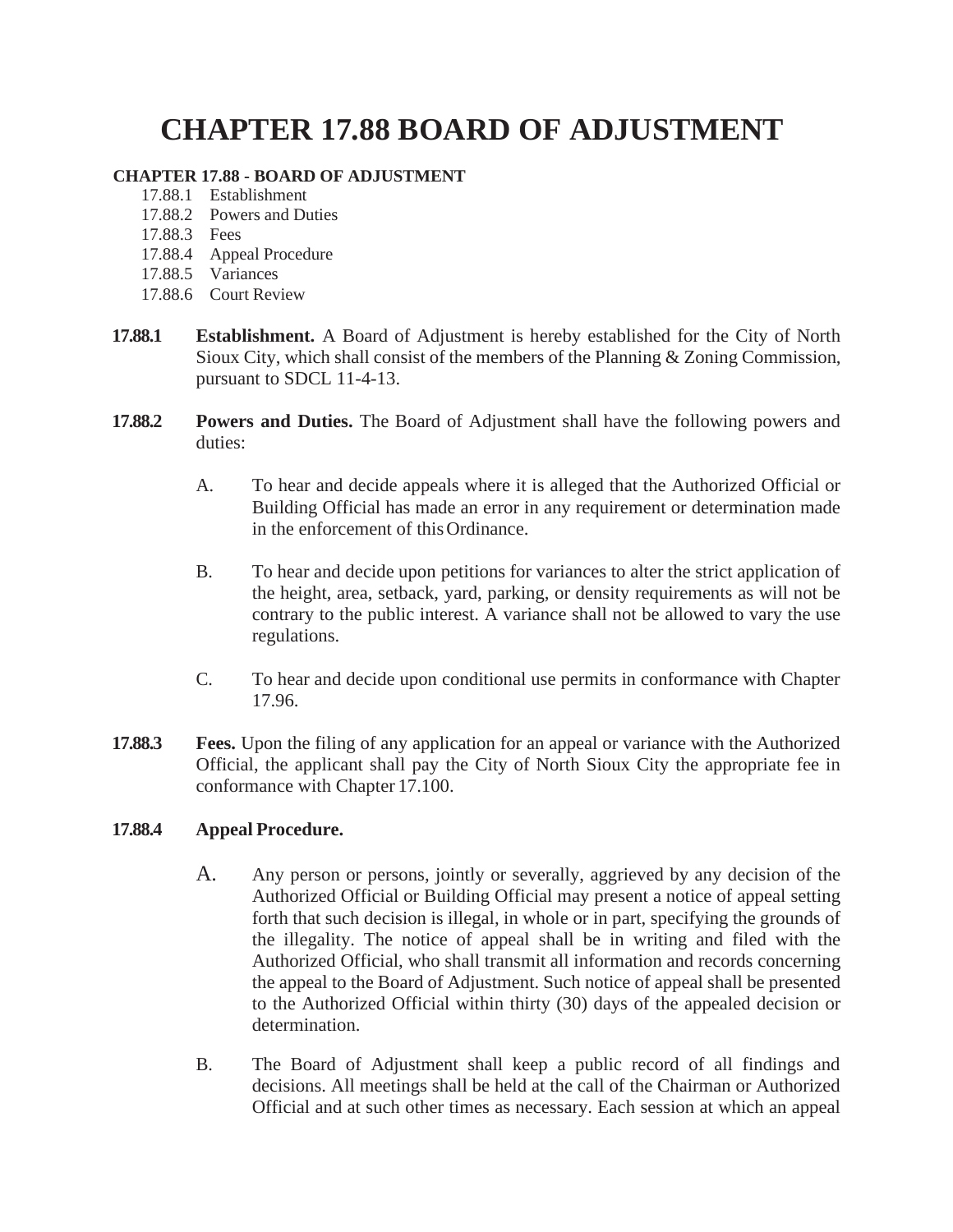# CHAPTER 17.88 BOARD OF ADJUSTMENT

**CHAPTER 17.88 - BOARD OF ADJUSTMENT**

- 17.88.1 Establishment
- 17.88.2 Powers and Duties
- 17.88.3 Fees
- 17.88.4 Appeal Procedure
- 17.88.5 Variances
- 17.88.6 Court Review

**17.88.1** **Establishment.** A Board of Adjustment is hereby established for the City of North Sioux City, which shall consist of the members of the Planning & Zoning Commission, pursuant to SDCL 11-4-13.

**17.88.2** **Powers and Duties.** The Board of Adjustment shall have the following powers and duties:

A. To hear and decide appeals where it is alleged that the Authorized Official or Building Official has made an error in any requirement or determination made in the enforcement of this Ordinance.

B. To hear and decide upon petitions for variances to alter the strict application of the height, area, setback, yard, parking, or density requirements as will not be contrary to the public interest. A variance shall not be allowed to vary the use regulations.

C. To hear and decide upon conditional use permits in conformance with Chapter 17.96.

**17.88.3** **Fees.** Upon the filing of any application for an appeal or variance with the Authorized Official, the applicant shall pay the City of North Sioux City the appropriate fee in conformance with Chapter 17.100.

**17.88.4** **Appeal Procedure.**

A. Any person or persons, jointly or severally, aggrieved by any decision of the Authorized Official or Building Official may present a notice of appeal setting forth that such decision is illegal, in whole or in part, specifying the grounds of the illegality. The notice of appeal shall be in writing and filed with the Authorized Official, who shall transmit all information and records concerning the appeal to the Board of Adjustment. Such notice of appeal shall be presented to the Authorized Official within thirty (30) days of the appealed decision or determination.

B. The Board of Adjustment shall keep a public record of all findings and decisions. All meetings shall be held at the call of the Chairman or Authorized Official and at such other times as necessary. Each session at which an appeal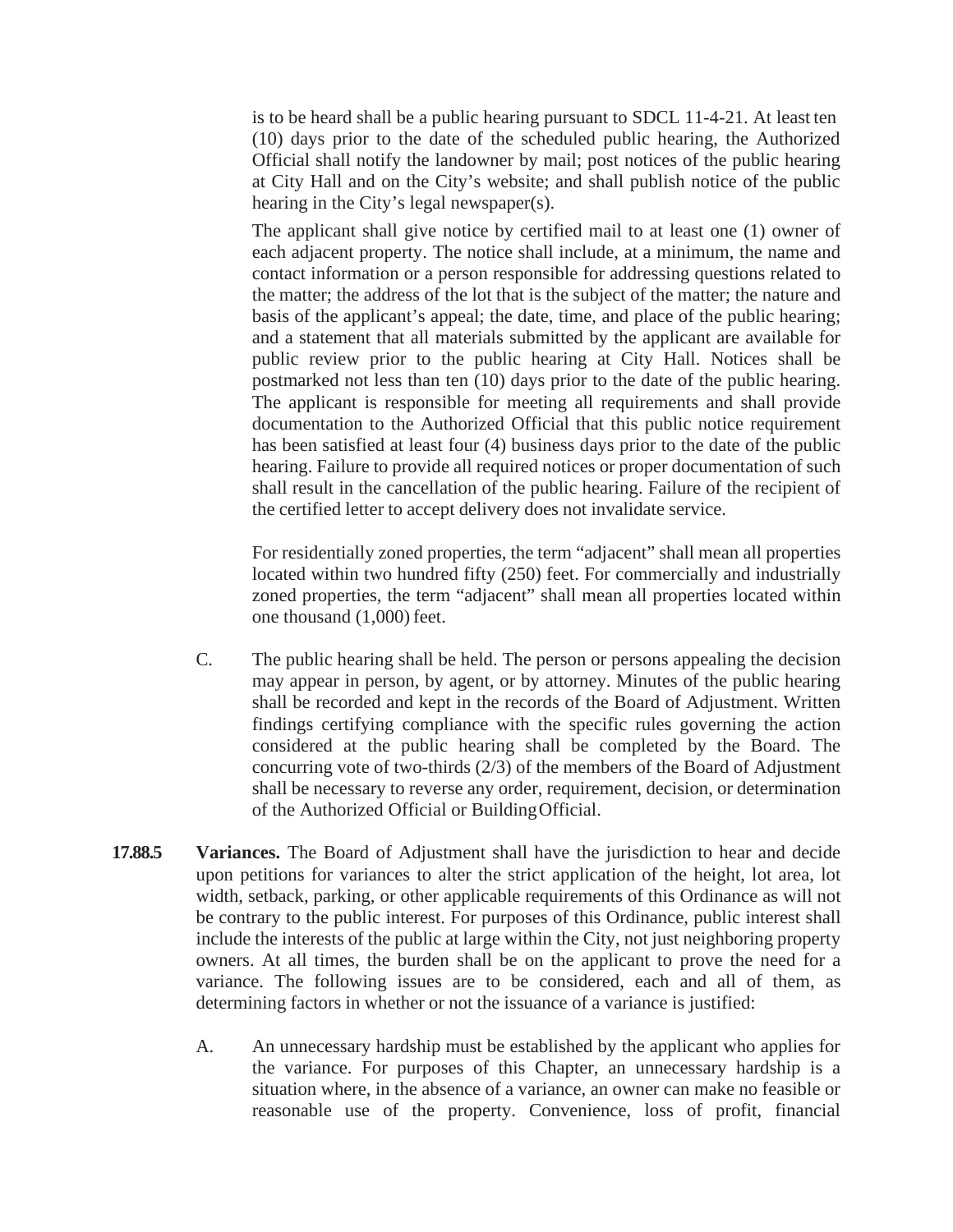is to be heard shall be a public hearing pursuant to SDCL 11-4-21. At least ten (10) days prior to the date of the scheduled public hearing, the Authorized Official shall notify the landowner by mail; post notices of the public hearing at City Hall and on the City's website; and shall publish notice of the public hearing in the City's legal newspaper(s).

The applicant shall give notice by certified mail to at least one (1) owner of each adjacent property. The notice shall include, at a minimum, the name and contact information or a person responsible for addressing questions related to the matter; the address of the lot that is the subject of the matter; the nature and basis of the applicant's appeal; the date, time, and place of the public hearing; and a statement that all materials submitted by the applicant are available for public review prior to the public hearing at City Hall. Notices shall be postmarked not less than ten (10) days prior to the date of the public hearing. The applicant is responsible for meeting all requirements and shall provide documentation to the Authorized Official that this public notice requirement has been satisfied at least four (4) business days prior to the date of the public hearing. Failure to provide all required notices or proper documentation of such shall result in the cancellation of the public hearing. Failure of the recipient of the certified letter to accept delivery does not invalidate service.

For residentially zoned properties, the term "adjacent" shall mean all properties located within two hundred fifty (250) feet. For commercially and industrially zoned properties, the term "adjacent" shall mean all properties located within one thousand (1,000) feet.

C. The public hearing shall be held. The person or persons appealing the decision may appear in person, by agent, or by attorney. Minutes of the public hearing shall be recorded and kept in the records of the Board of Adjustment. Written findings certifying compliance with the specific rules governing the action considered at the public hearing shall be completed by the Board. The concurring vote of two-thirds (2/3) of the members of the Board of Adjustment shall be necessary to reverse any order, requirement, decision, or determination of the Authorized Official or Building Official.

**17.88.5 Variances.** The Board of Adjustment shall have the jurisdiction to hear and decide upon petitions for variances to alter the strict application of the height, lot area, lot width, setback, parking, or other applicable requirements of this Ordinance as will not be contrary to the public interest. For purposes of this Ordinance, public interest shall include the interests of the public at large within the City, not just neighboring property owners. At all times, the burden shall be on the applicant to prove the need for a variance. The following issues are to be considered, each and all of them, as determining factors in whether or not the issuance of a variance is justified:

A. An unnecessary hardship must be established by the applicant who applies for the variance. For purposes of this Chapter, an unnecessary hardship is a situation where, in the absence of a variance, an owner can make no feasible or reasonable use of the property. Convenience, loss of profit, financial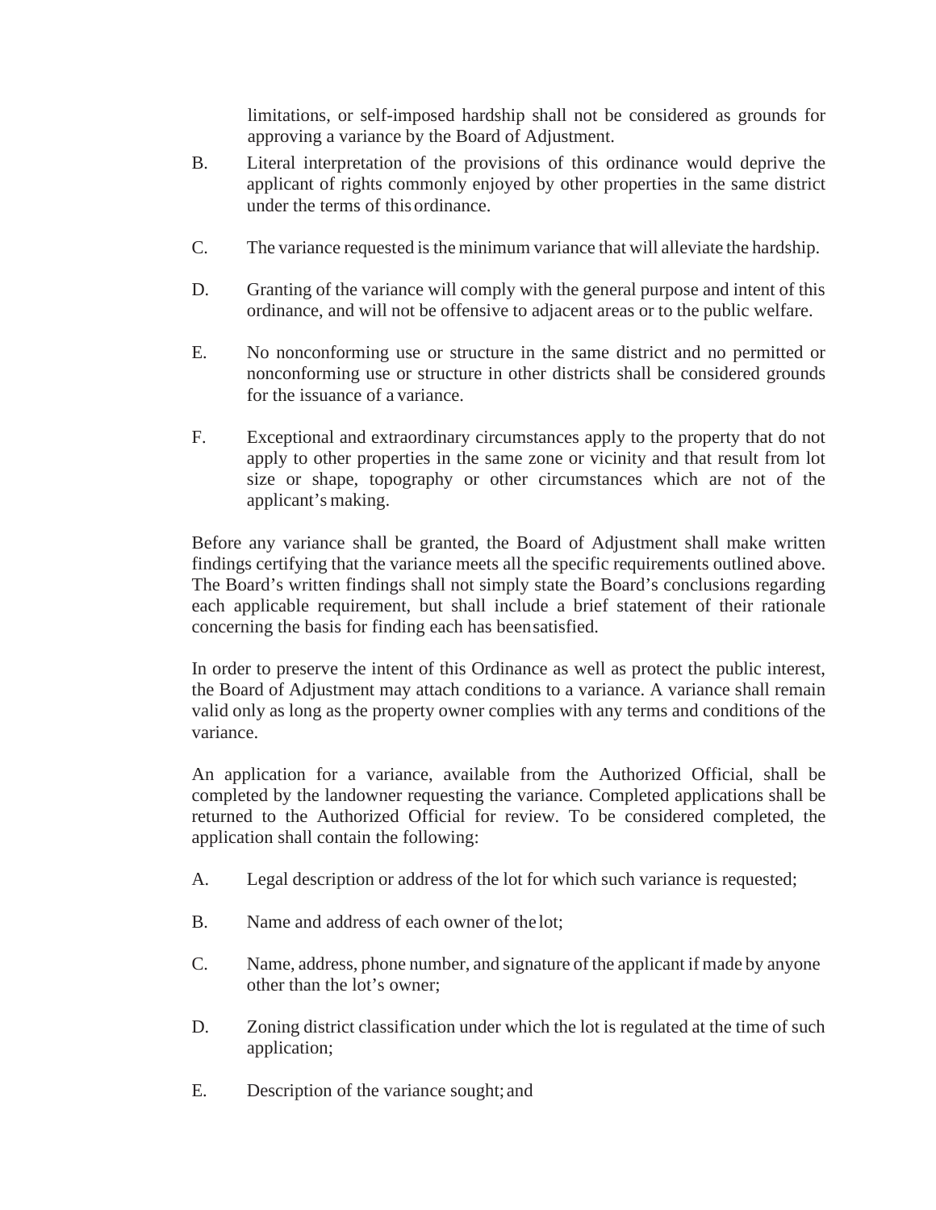limitations, or self-imposed hardship shall not be considered as grounds for approving a variance by the Board of Adjustment.

B. Literal interpretation of the provisions of this ordinance would deprive the applicant of rights commonly enjoyed by other properties in the same district under the terms of this ordinance.

C. The variance requested is the minimum variance that will alleviate the hardship.

D. Granting of the variance will comply with the general purpose and intent of this ordinance, and will not be offensive to adjacent areas or to the public welfare.

E. No nonconforming use or structure in the same district and no permitted or nonconforming use or structure in other districts shall be considered grounds for the issuance of a variance.

F. Exceptional and extraordinary circumstances apply to the property that do not apply to other properties in the same zone or vicinity and that result from lot size or shape, topography or other circumstances which are not of the applicant's making.

Before any variance shall be granted, the Board of Adjustment shall make written findings certifying that the variance meets all the specific requirements outlined above. The Board's written findings shall not simply state the Board's conclusions regarding each applicable requirement, but shall include a brief statement of their rationale concerning the basis for finding each has been satisfied.

In order to preserve the intent of this Ordinance as well as protect the public interest, the Board of Adjustment may attach conditions to a variance. A variance shall remain valid only as long as the property owner complies with any terms and conditions of the variance.

An application for a variance, available from the Authorized Official, shall be completed by the landowner requesting the variance. Completed applications shall be returned to the Authorized Official for review. To be considered completed, the application shall contain the following:

A. Legal description or address of the lot for which such variance is requested;

B. Name and address of each owner of the lot;

C. Name, address, phone number, and signature of the applicant if made by anyone other than the lot's owner;

D. Zoning district classification under which the lot is regulated at the time of such application;

E. Description of the variance sought; and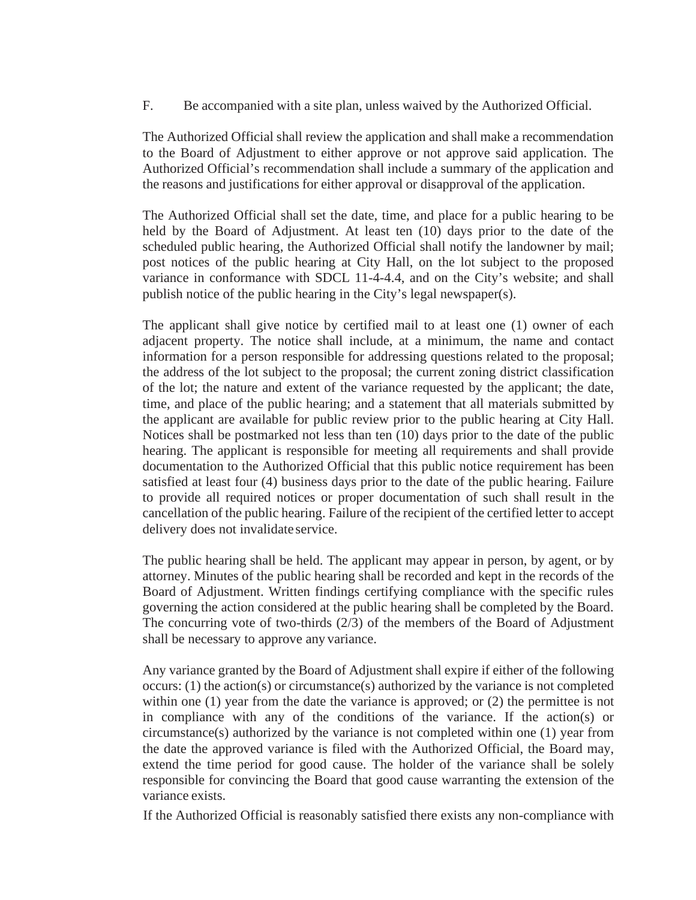F. Be accompanied with a site plan, unless waived by the Authorized Official.

The Authorized Official shall review the application and shall make a recommendation to the Board of Adjustment to either approve or not approve said application. The Authorized Official's recommendation shall include a summary of the application and the reasons and justifications for either approval or disapproval of the application.

The Authorized Official shall set the date, time, and place for a public hearing to be held by the Board of Adjustment. At least ten (10) days prior to the date of the scheduled public hearing, the Authorized Official shall notify the landowner by mail; post notices of the public hearing at City Hall, on the lot subject to the proposed variance in conformance with SDCL 11-4-4.4, and on the City's website; and shall publish notice of the public hearing in the City's legal newspaper(s).

The applicant shall give notice by certified mail to at least one (1) owner of each adjacent property. The notice shall include, at a minimum, the name and contact information for a person responsible for addressing questions related to the proposal; the address of the lot subject to the proposal; the current zoning district classification of the lot; the nature and extent of the variance requested by the applicant; the date, time, and place of the public hearing; and a statement that all materials submitted by the applicant are available for public review prior to the public hearing at City Hall. Notices shall be postmarked not less than ten (10) days prior to the date of the public hearing. The applicant is responsible for meeting all requirements and shall provide documentation to the Authorized Official that this public notice requirement has been satisfied at least four (4) business days prior to the date of the public hearing. Failure to provide all required notices or proper documentation of such shall result in the cancellation of the public hearing. Failure of the recipient of the certified letter to accept delivery does not invalidate service.

The public hearing shall be held. The applicant may appear in person, by agent, or by attorney. Minutes of the public hearing shall be recorded and kept in the records of the Board of Adjustment. Written findings certifying compliance with the specific rules governing the action considered at the public hearing shall be completed by the Board. The concurring vote of two-thirds (2/3) of the members of the Board of Adjustment shall be necessary to approve any variance.

Any variance granted by the Board of Adjustment shall expire if either of the following occurs: (1) the action(s) or circumstance(s) authorized by the variance is not completed within one (1) year from the date the variance is approved; or (2) the permittee is not in compliance with any of the conditions of the variance. If the action(s) or circumstance(s) authorized by the variance is not completed within one (1) year from the date the approved variance is filed with the Authorized Official, the Board may, extend the time period for good cause. The holder of the variance shall be solely responsible for convincing the Board that good cause warranting the extension of the variance exists.

If the Authorized Official is reasonably satisfied there exists any non-compliance with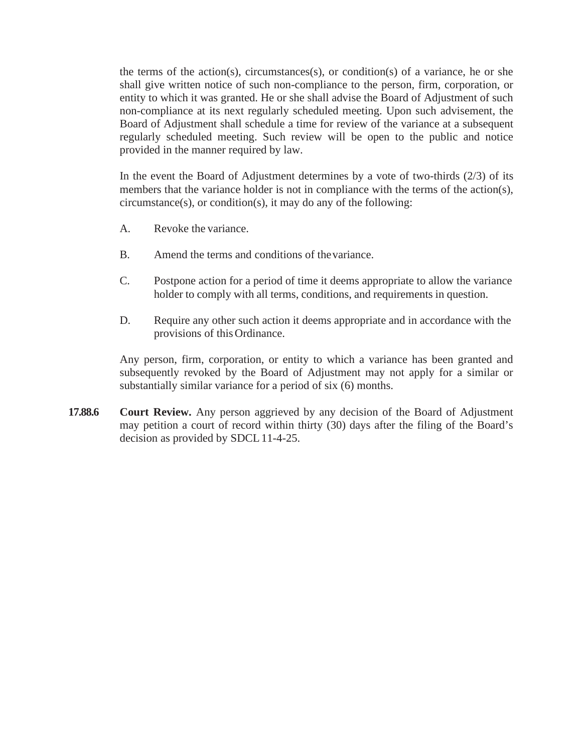the terms of the action(s), circumstances(s), or condition(s) of a variance, he or she shall give written notice of such non-compliance to the person, firm, corporation, or entity to which it was granted. He or she shall advise the Board of Adjustment of such non-compliance at its next regularly scheduled meeting. Upon such advisement, the Board of Adjustment shall schedule a time for review of the variance at a subsequent regularly scheduled meeting. Such review will be open to the public and notice provided in the manner required by law.

In the event the Board of Adjustment determines by a vote of two-thirds (2/3) of its members that the variance holder is not in compliance with the terms of the action(s), circumstance(s), or condition(s), it may do any of the following:

A. Revoke the variance.

B. Amend the terms and conditions of the variance.

C. Postpone action for a period of time it deems appropriate to allow the variance holder to comply with all terms, conditions, and requirements in question.

D. Require any other such action it deems appropriate and in accordance with the provisions of this Ordinance.

Any person, firm, corporation, or entity to which a variance has been granted and subsequently revoked by the Board of Adjustment may not apply for a similar or substantially similar variance for a period of six (6) months.

**17.88.6** **Court Review.** Any person aggrieved by any decision of the Board of Adjustment may petition a court of record within thirty (30) days after the filing of the Board's decision as provided by SDCL 11-4-25.